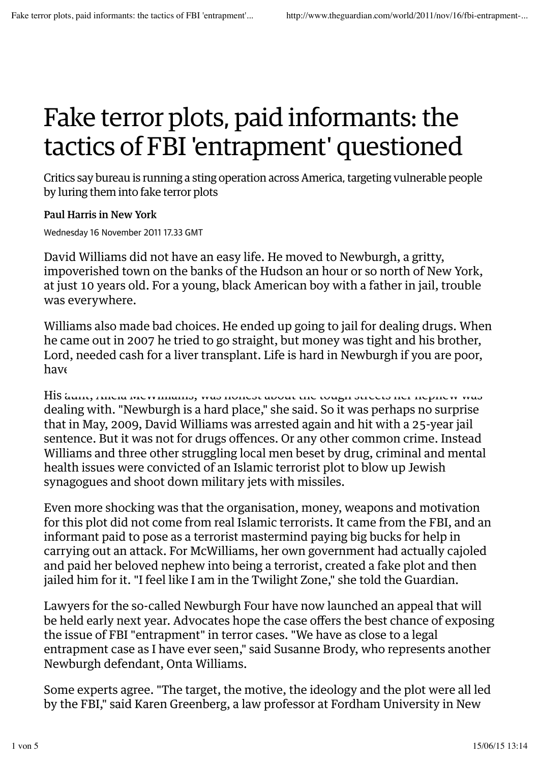# Fake terror plots, paid informants: the tactics of FBI 'entrapment' questioned

Critics say bureau is running a sting operation across America, targeting vulnerable people by luring them into fake terror plots

**Paul Harris in New York**

Wednesday 16 November 2011 17.33 GMT

David Williams did not have an easy life. He moved to Newburgh, a gritty, impoverished town on the banks of the Hudson an hour or so north of New York, at just 10 years old. For a young, black American boy with a father in jail, trouble was everywhere.

Williams also made bad choices. He ended up going to jail for dealing drugs. When he came out in 2007 he tried to go straight, but money was tight and his brother, Lord, needed cash for a liver transplant. Life is hard in Newburgh if you are poor, have

His aunt, Alicia McWilliams, was honest about the tough streets her nephew was dealing with. "Newburgh is a hard place," she said. So it was perhaps no surprise that in May, 2009, David Williams was arrested again and hit with a 25-year jail sentence. But it was not for drugs offences. Or any other common crime. Instead Williams and three other struggling local men beset by drug, criminal and mental health issues were convicted of an Islamic terrorist plot to blow up Jewish synagogues and shoot down military jets with missiles.

Even more shocking was that the organisation, money, weapons and motivation for this plot did not come from real Islamic terrorists. It came from the FBI, and an informant paid to pose as a terrorist mastermind paying big bucks for help in carrying out an attack. For McWilliams, her own government had actually cajoled and paid her beloved nephew into being a terrorist, created a fake plot and then jailed him for it. "I feel like I am in the Twilight Zone," she told the Guardian.

Lawyers for the so-called Newburgh Four have now launched an appeal that will be held early next year. Advocates hope the case offers the best chance of exposing the issue of FBI "entrapment" in terror cases. "We have as close to a legal entrapment case as I have ever seen," said Susanne Brody, who represents another Newburgh defendant, Onta Williams.

Some experts agree. "The target, the motive, the ideology and the plot were all led by the FBI," said Karen Greenberg, a law professor at Fordham University in New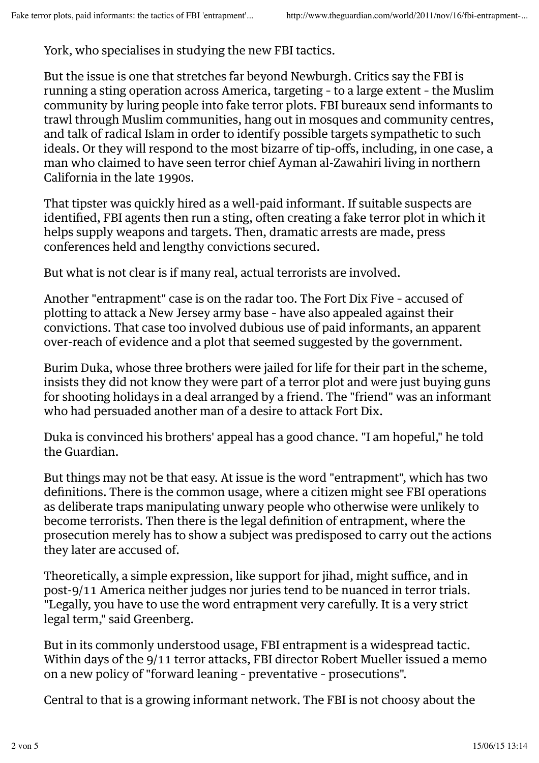York, who specialises in studying the new FBI tactics.

But the issue is one that stretches far beyond Newburgh. Critics say the FBI is running a sting operation across America, targeting - to a large extent - the Muslim community by luring people into fake terror plots. FBI bureaux send informants to trawl through Muslim communities, hang out in mosques and community centres, and talk of radical Islam in order to identify possible targets sympathetic to such ideals. Or they will respond to the most bizarre of tip-offs, including, in one case, a man who claimed to have seen terror chief Ayman al-Zawahiri living in northern California in the late 1990s.

That tipster was quickly hired as a well-paid informant. If suitable suspects are identified, FBI agents then run a sting, often creating a fake terror plot in which it helps supply weapons and targets. Then, dramatic arrests are made, press conferences held and lengthy convictions secured.

But what is not clear is if many real, actual terrorists are involved.

Another "entrapment" case is on the radar too. The Fort Dix Five - accused of plotting to attack a New Jersey army base - have also appealed against their convictions. That case too involved dubious use of paid informants, an apparent over-reach of evidence and a plot that seemed suggested by the government.

Burim Duka, whose three brothers were jailed for life for their part in the scheme, insists they did not know they were part of a terror plot and were just buying guns for shooting holidays in a deal arranged by a friend. The "friend" was an informant who had persuaded another man of a desire to attack Fort Dix.

Duka is convinced his brothers' appeal has a good chance. "I am hopeful," he told the Guardian.

But things may not be that easy. At issue is the word "entrapment", which has two definitions. There is the common usage, where a citizen might see FBI operations as deliberate traps manipulating unwary people who otherwise were unlikely to become terrorists. Then there is the legal definition of entrapment, where the prosecution merely has to show a subject was predisposed to carry out the actions they later are accused of.

Theoretically, a simple expression, like support for jihad, might suffice, and in post-9/11 America neither judges nor juries tend to be nuanced in terror trials. "Legally, you have to use the word entrapment very carefully. It is a very strict legal term," said Greenberg.

But in its commonly understood usage, FBI entrapment is a widespread tactic. Within days of the 9/11 terror attacks, FBI director Robert Mueller issued a memo on a new policy of "forward leaning - preventative - prosecutions".

Central to that is a growing informant network. The FBI is not choosy about the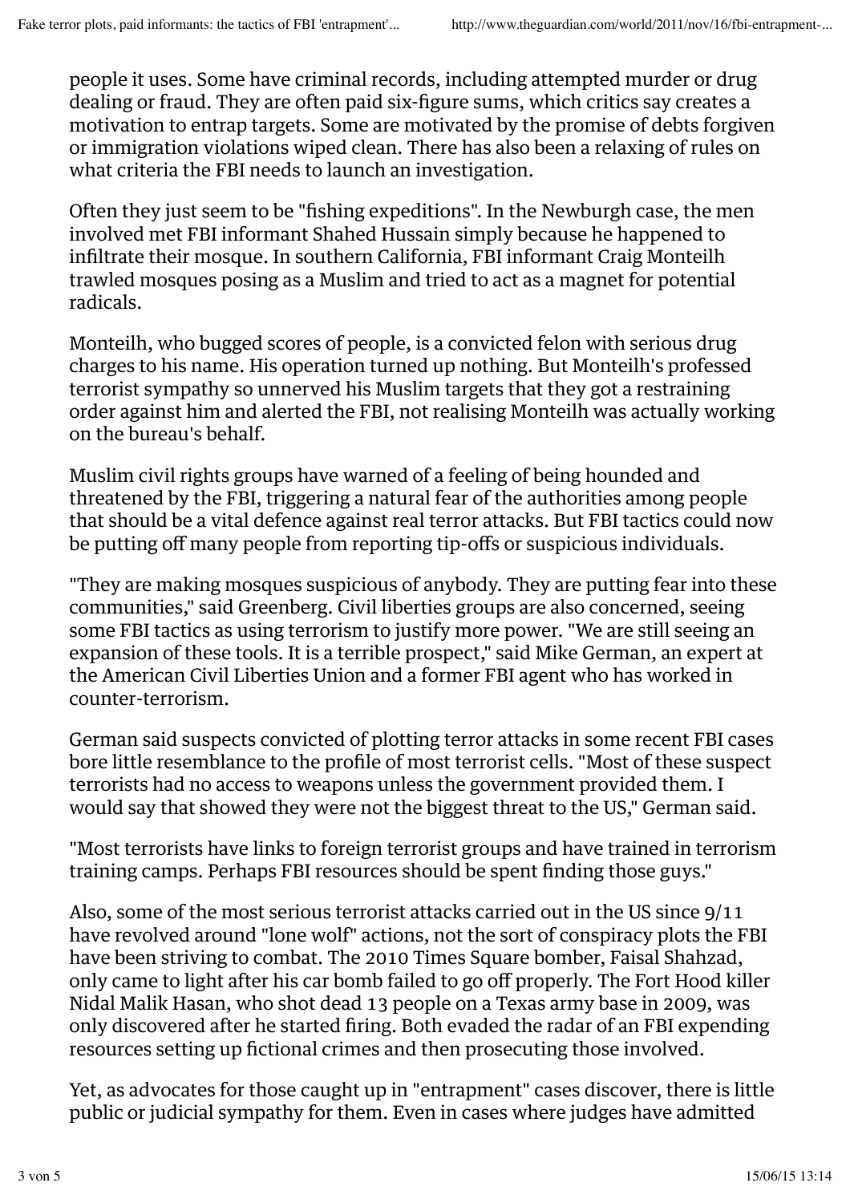people it uses. Some have criminal records, including attempted murder or drug dealing or fraud. They are often paid six-figure sums, which critics say creates a motivation to entrap targets. Some are motivated by the promise of debts forgiven or immigration violations wiped clean. There has also been a relaxing of rules on what criteria the FBI needs to launch an investigation.

Often they just seem to be "fishing expeditions". In the Newburgh case, the men involved met FBI informant Shahed Hussain simply because he happened to infiltrate their mosque. In southern California, FBI informant Craig Monteilh trawled mosques posing as a Muslim and tried to act as a magnet for potential radicals.

Monteilh, who bugged scores of people, is a convicted felon with serious drug charges to his name. His operation turned up nothing. But Monteilh's professed terrorist sympathy so unnerved his Muslim targets that they got a restraining order against him and alerted the FBI, not realising Monteilh was actually working on the bureau's behalf.

Muslim civil rights groups have warned of a feeling of being hounded and threatened by the FBI, triggering a natural fear of the authorities among people that should be a vital defence against real terror attacks. But FBI tactics could now be putting off many people from reporting tip-offs or suspicious individuals.

"They are making mosques suspicious of anybody. They are putting fear into these communities," said Greenberg. Civil liberties groups are also concerned, seeing some FBI tactics as using terrorism to justify more power. "We are still seeing an expansion of these tools. It is a terrible prospect," said Mike German, an expert at the American Civil Liberties Union and a former FBI agent who has worked in counter-terrorism.

German said suspects convicted of plotting terror attacks in some recent FBI cases bore little resemblance to the profile of most terrorist cells. "Most of these suspect terrorists had no access to weapons unless the government provided them. I would say that showed they were not the biggest threat to the US," German said.

"Most terrorists have links to foreign terrorist groups and have trained in terrorism training camps. Perhaps FBI resources should be spent finding those guys."

Also, some of the most serious terrorist attacks carried out in the US since 9/11 have revolved around "lone wolf" actions, not the sort of conspiracy plots the FBI have been striving to combat. The 2010 Times Square bomber, Faisal Shahzad, only came to light after his car bomb failed to go off properly. The Fort Hood killer Nidal Malik Hasan, who shot dead 13 people on a Texas army base in 2009, was only discovered after he started firing. Both evaded the radar of an FBI expending resources setting up fictional crimes and then prosecuting those involved.

Yet, as advocates for those caught up in "entrapment" cases discover, there is little public or judicial sympathy for them. Even in cases where judges have admitted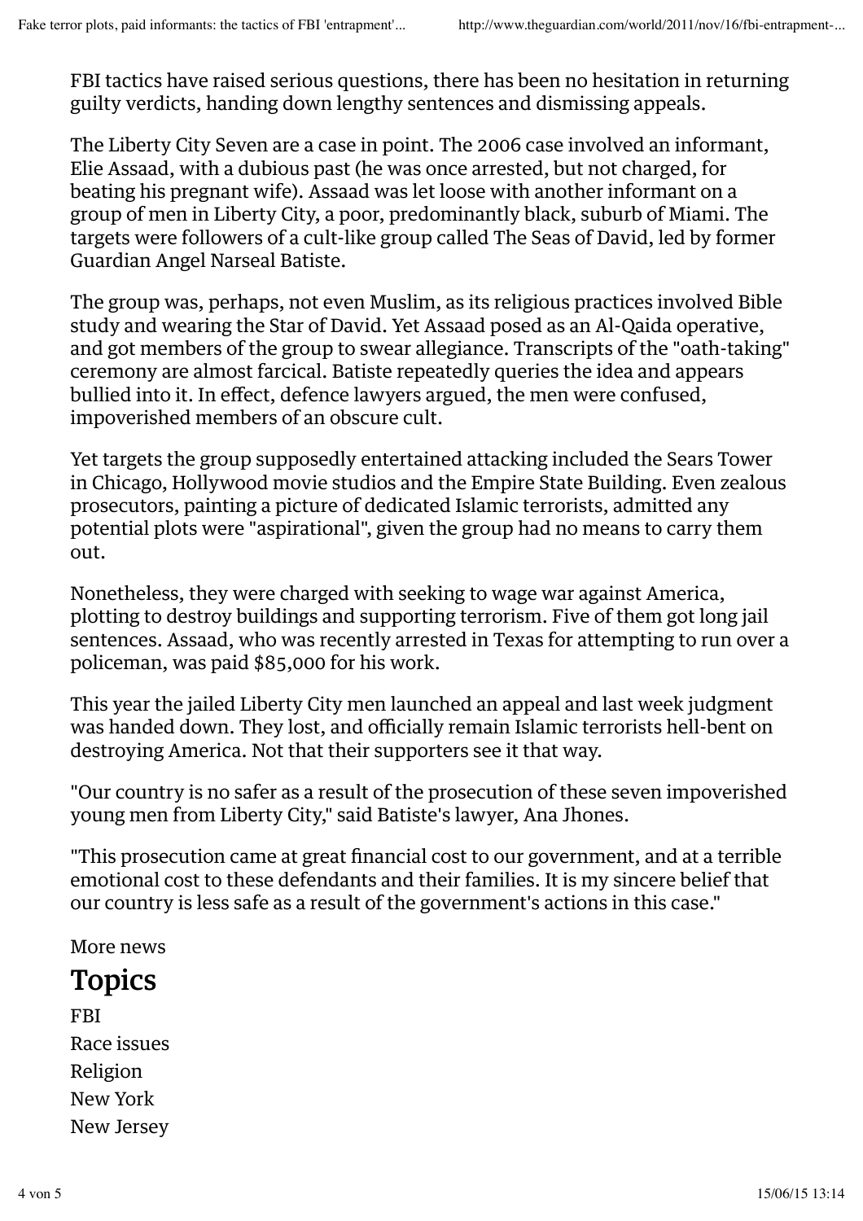FBI tactics have raised serious questions, there has been no hesitation in returning guilty verdicts, handing down lengthy sentences and dismissing appeals.

The Liberty City Seven are a case in point. The 2006 case involved an informant, Elie Assaad, with a dubious past (he was once arrested, but not charged, for beating his pregnant wife). Assaad was let loose with another informant on a group of men in Liberty City, a poor, predominantly black, suburb of Miami. The targets were followers of a cult-like group called The Seas of David, led by former Guardian Angel Narseal Batiste.

The group was, perhaps, not even Muslim, as its religious practices involved Bible study and wearing the Star of David. Yet Assaad posed as an Al-Qaida operative, and got members of the group to swear allegiance. Transcripts of the "oath-taking" ceremony are almost farcical. Batiste repeatedly queries the idea and appears bullied into it. In effect, defence lawyers argued, the men were confused, impoverished members of an obscure cult.

Yet targets the group supposedly entertained attacking included the Sears Tower in Chicago, Hollywood movie studios and the Empire State Building. Even zealous prosecutors, painting a picture of dedicated Islamic terrorists, admitted any potential plots were "aspirational", given the group had no means to carry them out.

Nonetheless, they were charged with seeking to wage war against America, plotting to destroy buildings and supporting terrorism. Five of them got long jail sentences. Assaad, who was recently arrested in Texas for attempting to run over a policeman, was paid $85,000 for his work.

This year the jailed Liberty City men launched an appeal and last week judgment was handed down. They lost, and officially remain Islamic terrorists hell-bent on destroying America. Not that their supporters see it that way.

"Our country is no safer as a result of the prosecution of these seven impoverished young men from Liberty City," said Batiste's lawyer, Ana Jhones.

"This prosecution came at great financial cost to our government, and at a terrible emotional cost to these defendants and their families. It is my sincere belief that our country is less safe as a result of the government's actions in this case."

More news

## Topics

FBI

Race issues

Religion

New York

New Jersey